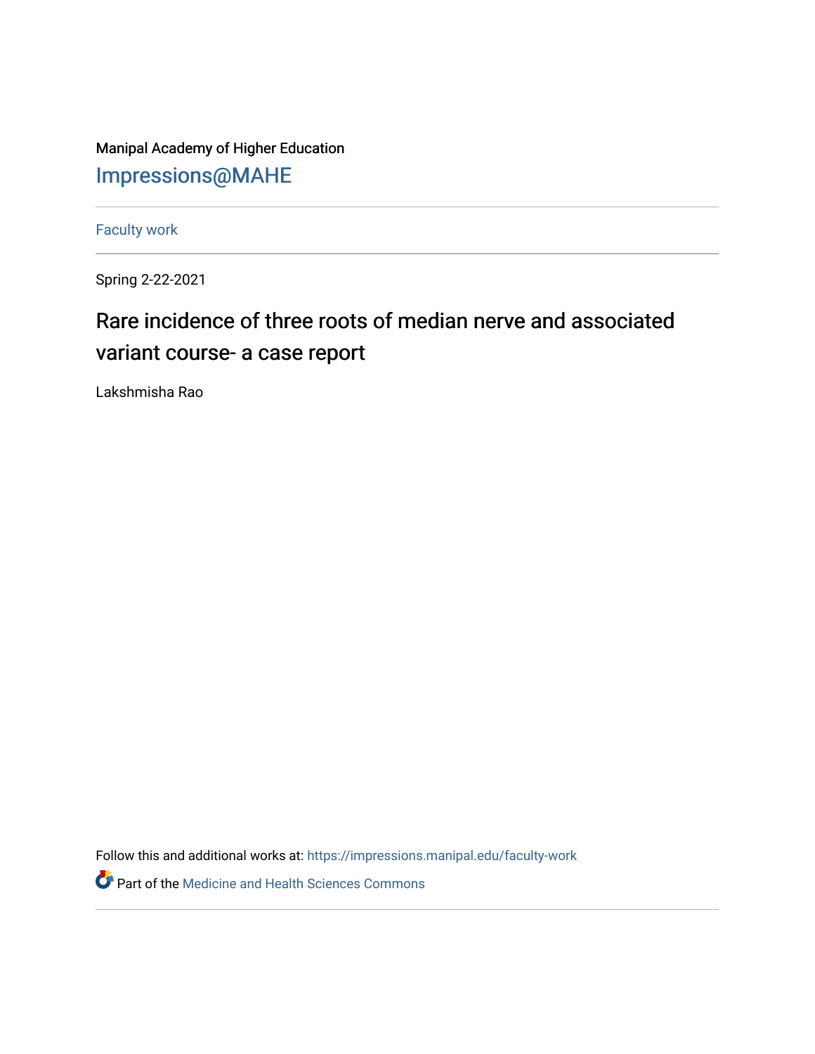Manipal Academy of Higher Education

Impressions@MAHE

Faculty work

Spring 2-22-2021

# Rare incidence of three roots of median nerve and associated variant course- a case report

Lakshmisha Rao

Follow this and additional works at: https://impressions.manipal.edu/faculty-work

Part of the Medicine and Health Sciences Commons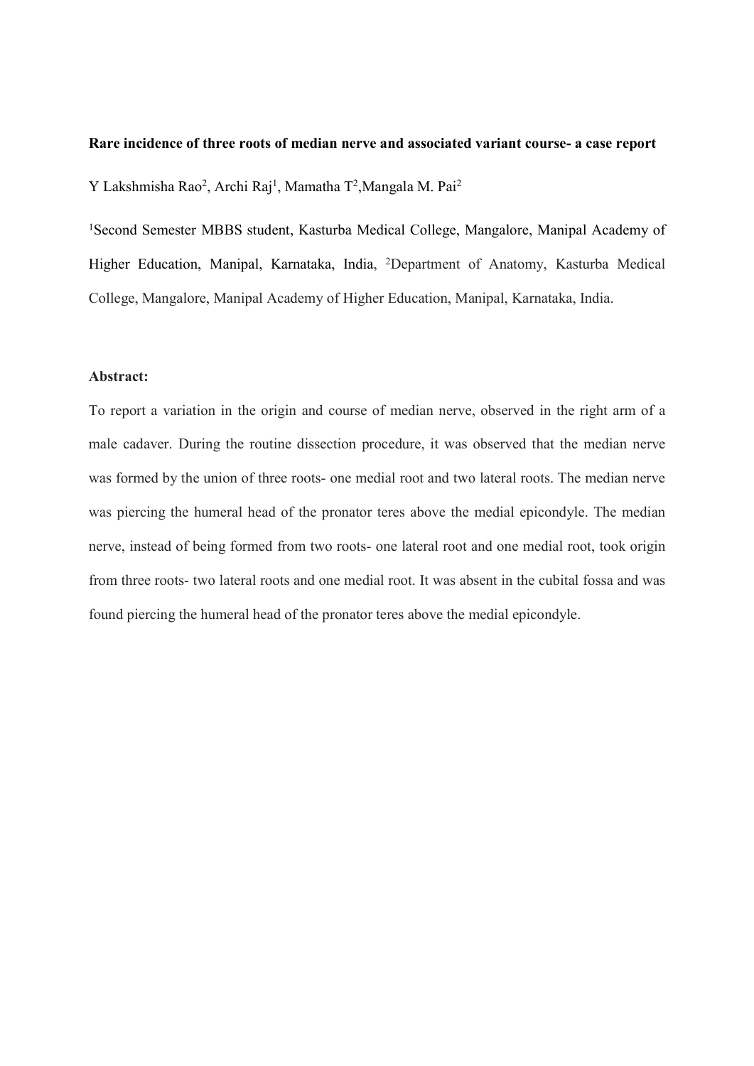**Rare incidence of three roots of median nerve and associated variant course- a case report**

Y Lakshmisha Rao[2], Archi Raj[1], Mamatha T[2], Mangala M. Pai[2]

[1]Second Semester MBBS student, Kasturba Medical College, Mangalore, Manipal Academy of Higher Education, Manipal, Karnataka, India, [2]Department of Anatomy, Kasturba Medical College, Mangalore, Manipal Academy of Higher Education, Manipal, Karnataka, India.

**Abstract:**

To report a variation in the origin and course of median nerve, observed in the right arm of a male cadaver. During the routine dissection procedure, it was observed that the median nerve was formed by the union of three roots- one medial root and two lateral roots. The median nerve was piercing the humeral head of the pronator teres above the medial epicondyle. The median nerve, instead of being formed from two roots- one lateral root and one medial root, took origin from three roots- two lateral roots and one medial root. It was absent in the cubital fossa and was found piercing the humeral head of the pronator teres above the medial epicondyle.